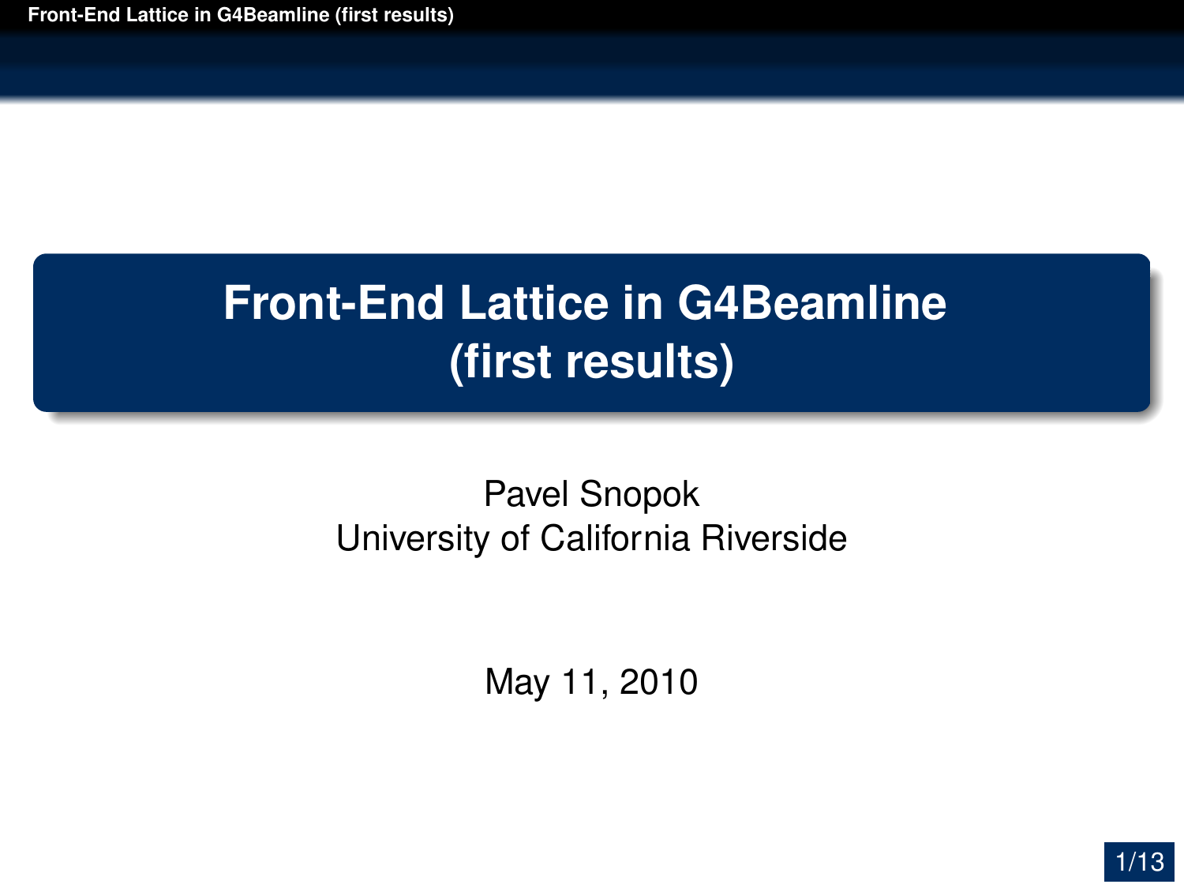# Front-End Lattice in G4Beamline (first results)

Pavel Snopok
University of California Riverside

May 11, 2010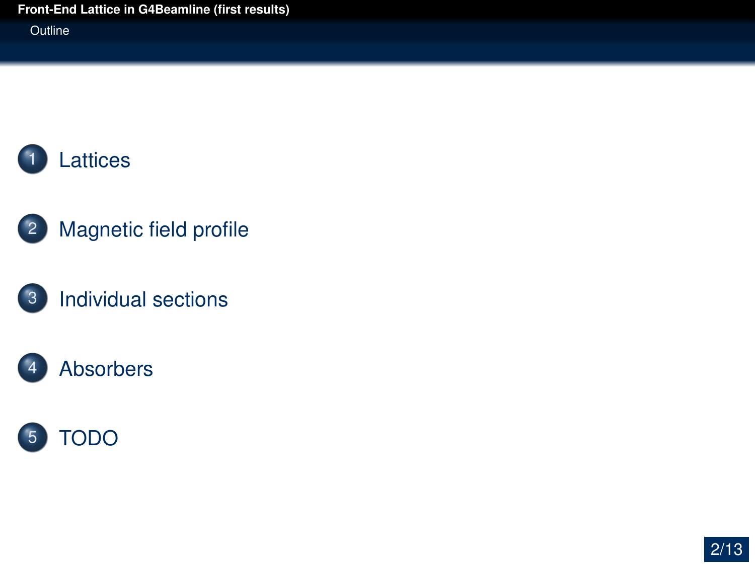## Outline

1. Lattices
2. Magnetic field profile
3. Individual sections
4. Absorbers
5. TODO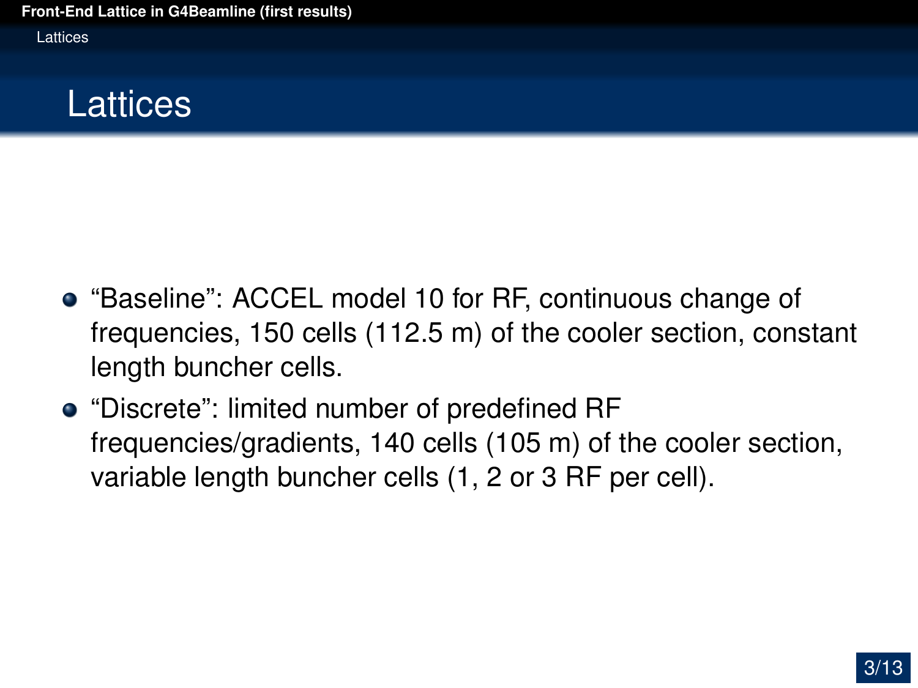# Lattices

- “Baseline”: ACCEL model 10 for RF, continuous change of frequencies, 150 cells (112.5 m) of the cooler section, constant length buncher cells.
- “Discrete”: limited number of predefined RF frequencies/gradients, 140 cells (105 m) of the cooler section, variable length buncher cells (1, 2 or 3 RF per cell).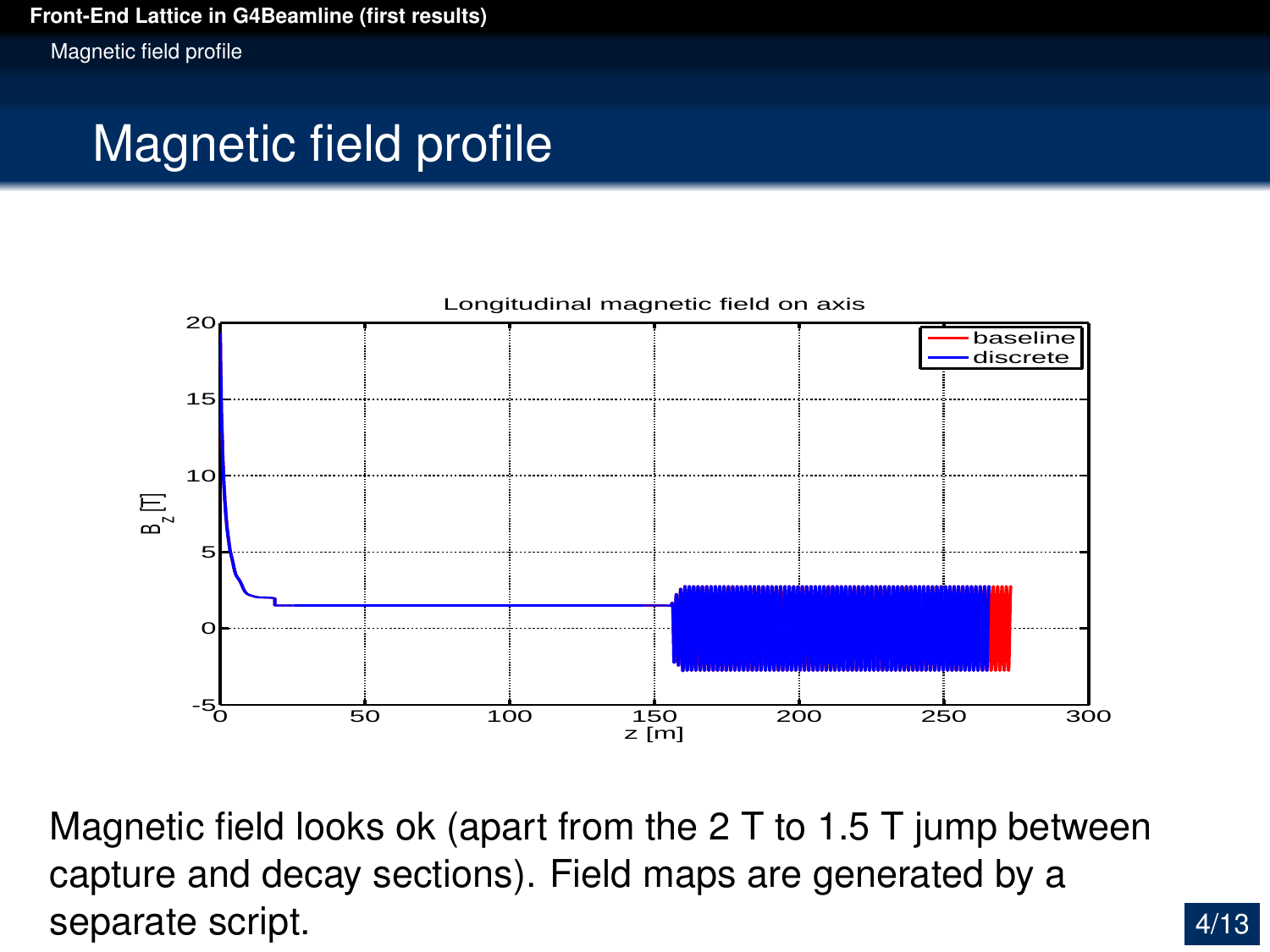# Magnetic field profile

Magnetic field looks ok (apart from the 2 T to 1.5 T jump between capture and decay sections). Field maps are generated by a separate script.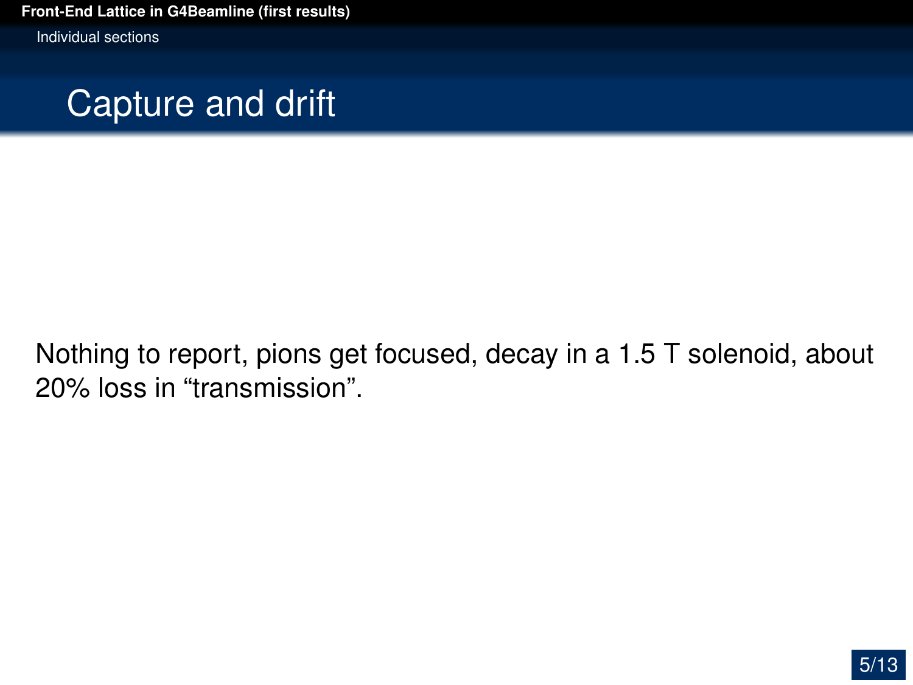## Capture and drift

Nothing to report, pions get focused, decay in a 1.5 T solenoid, about 20% loss in “transmission”.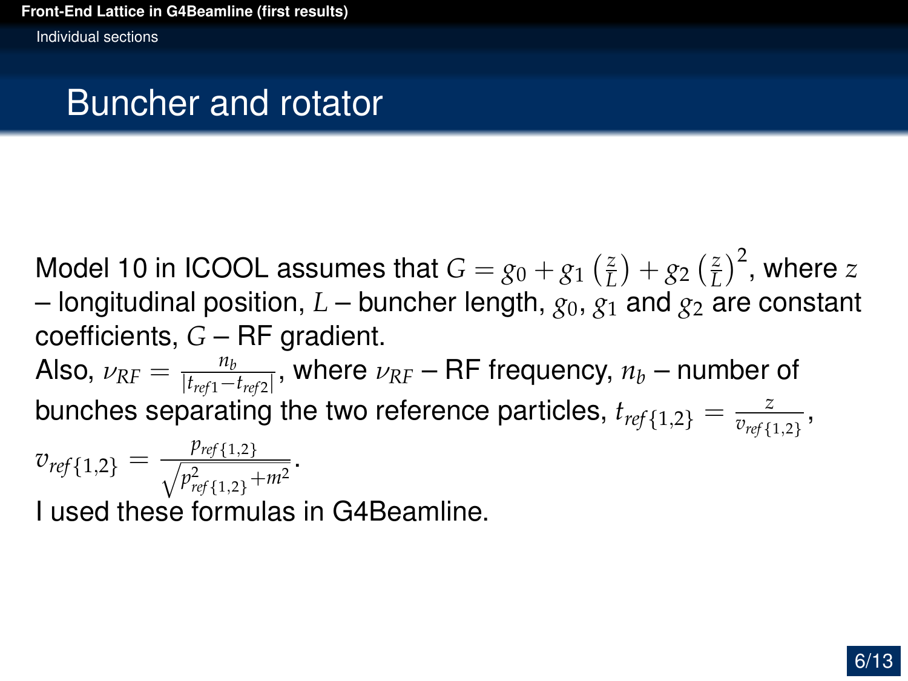# Buncher and rotator

Model 10 in ICOOL assumes that $G = g_0 + g_1 \left(\frac{z}{L}\right) + g_2 \left(\frac{z}{L}\right)^2$, where $z$ – longitudinal position, $L$ – buncher length, $g_0$, $g_1$ and $g_2$ are constant coefficients, $G$ – RF gradient.

Also, $\nu_{RF} = \frac{n_b}{|t_{ref1} - t_{ref2}|}$, where $\nu_{RF}$ – RF frequency, $n_b$ – number of bunches separating the two reference particles, $t_{ref\{1,2\}} = \frac{z}{v_{ref\{1,2\}}}$, $v_{ref\{1,2\}} = \frac{p_{ref\{1,2\}}}{\sqrt{p^2_{ref\{1,2\}} + m^2}}$.

I used these formulas in G4Beamline.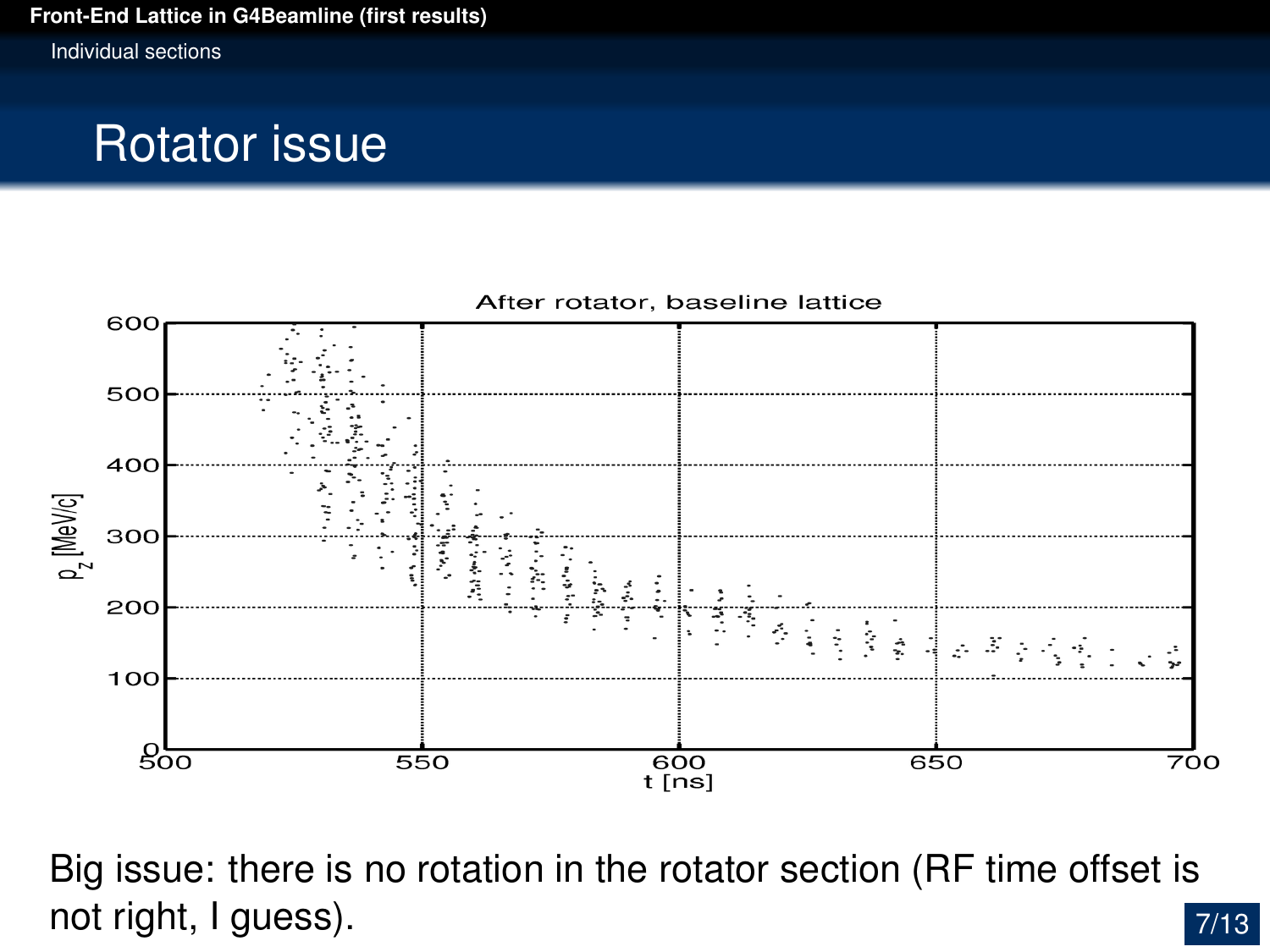# Rotator issue

Big issue: there is no rotation in the rotator section (RF time offset is not right, I guess).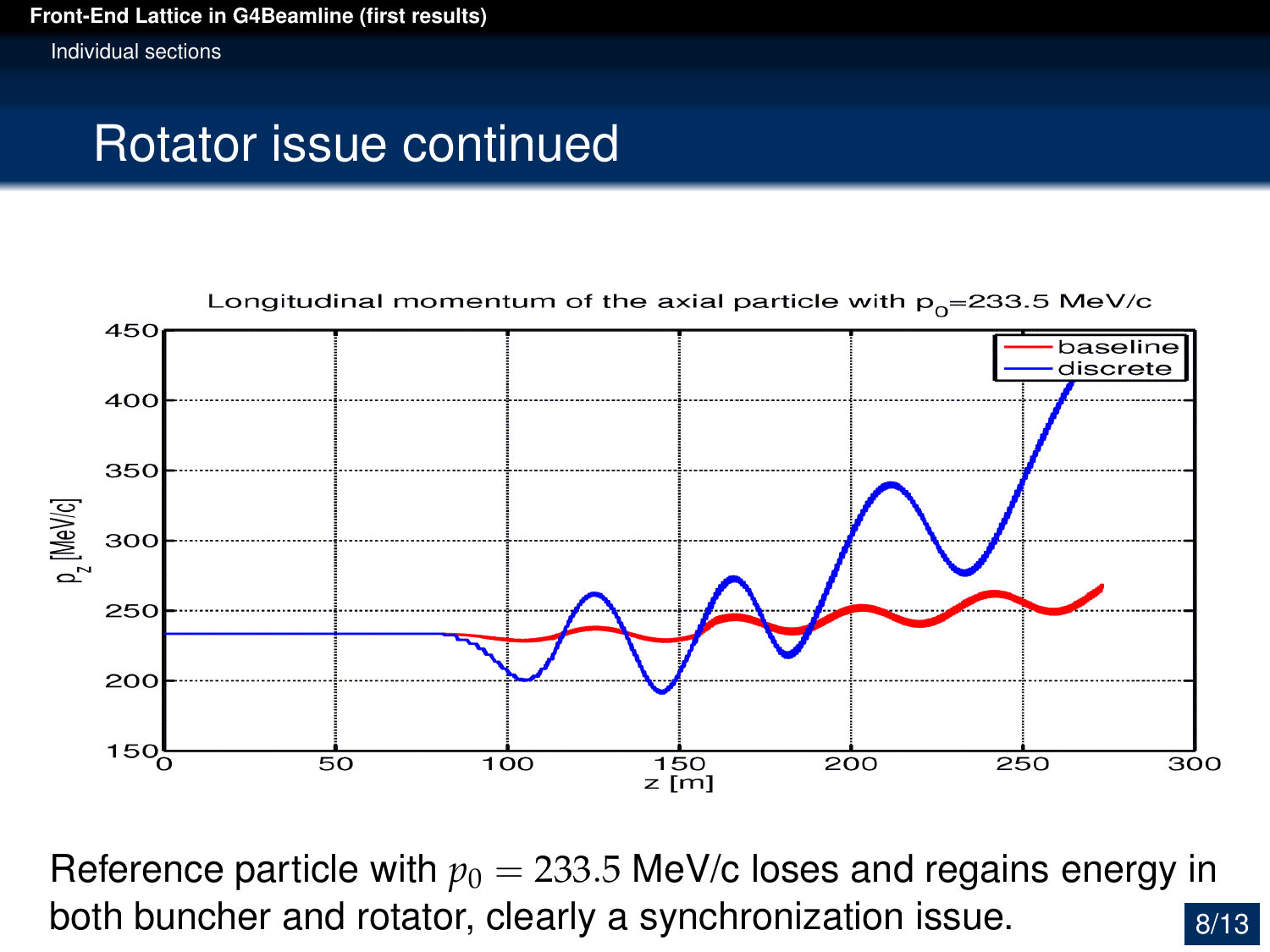# Rotator issue continued

Reference particle with $p_0 = 233.5$ MeV/c loses and regains energy in both buncher and rotator, clearly a synchronization issue.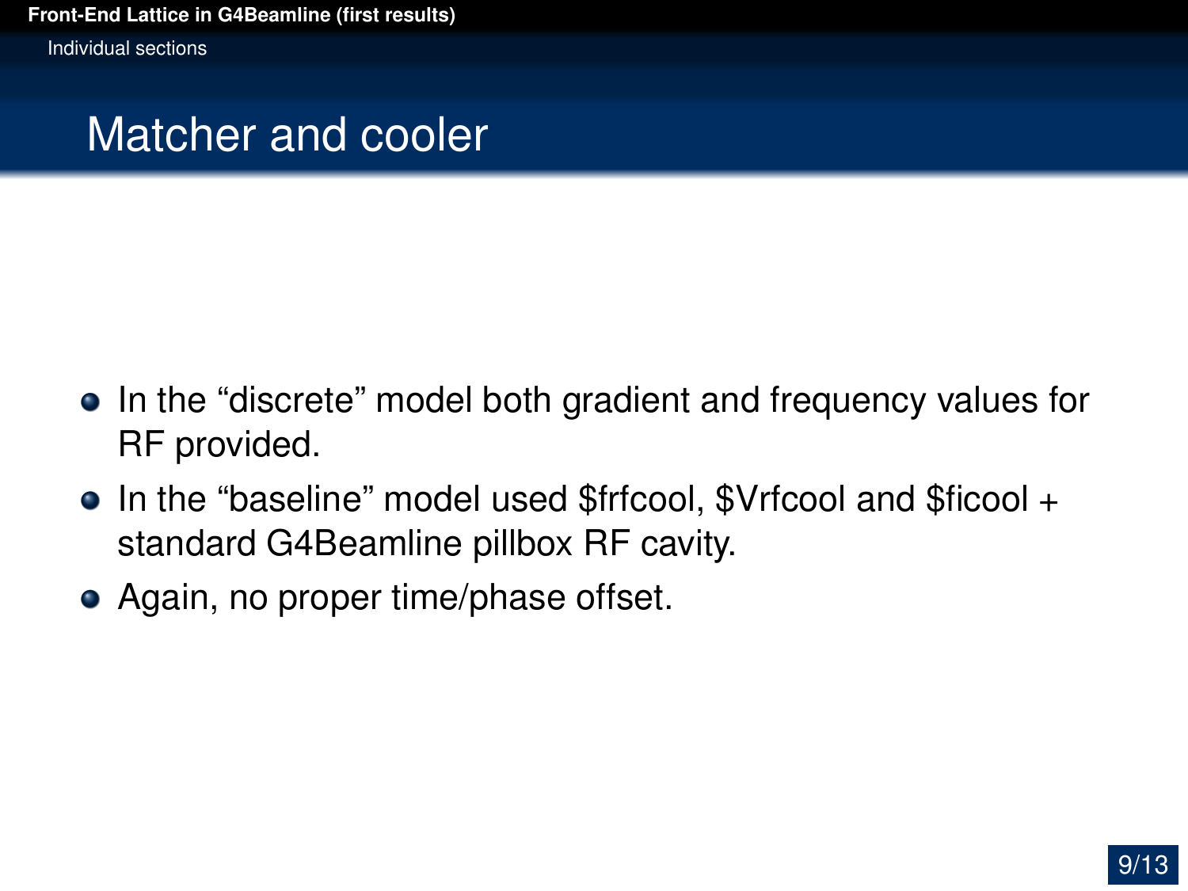# Matcher and cooler

- In the “discrete” model both gradient and frequency values for RF provided.
- In the “baseline” model used $frfcool, $Vrfcool and $ficool + standard G4Beamline pillbox RF cavity.
- Again, no proper time/phase offset.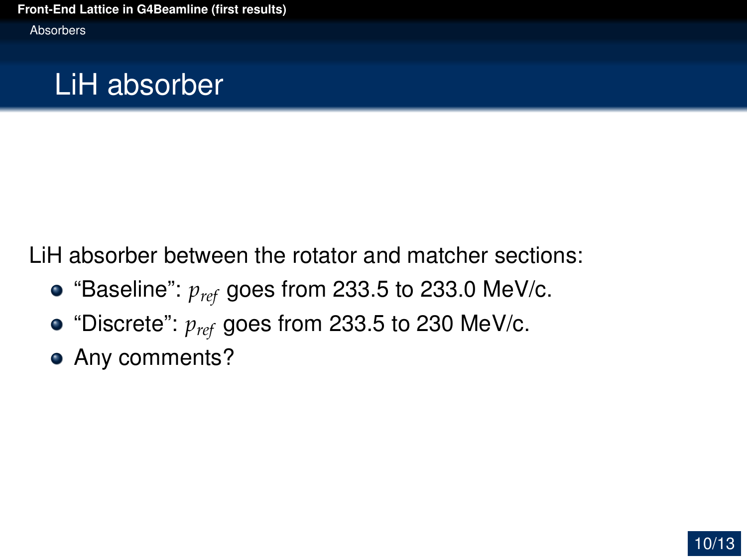# LiH absorber

LiH absorber between the rotator and matcher sections:

- "Baseline": $p_{ref}$ goes from 233.5 to 233.0 MeV/c.
- "Discrete": $p_{ref}$ goes from 233.5 to 230 MeV/c.
- Any comments?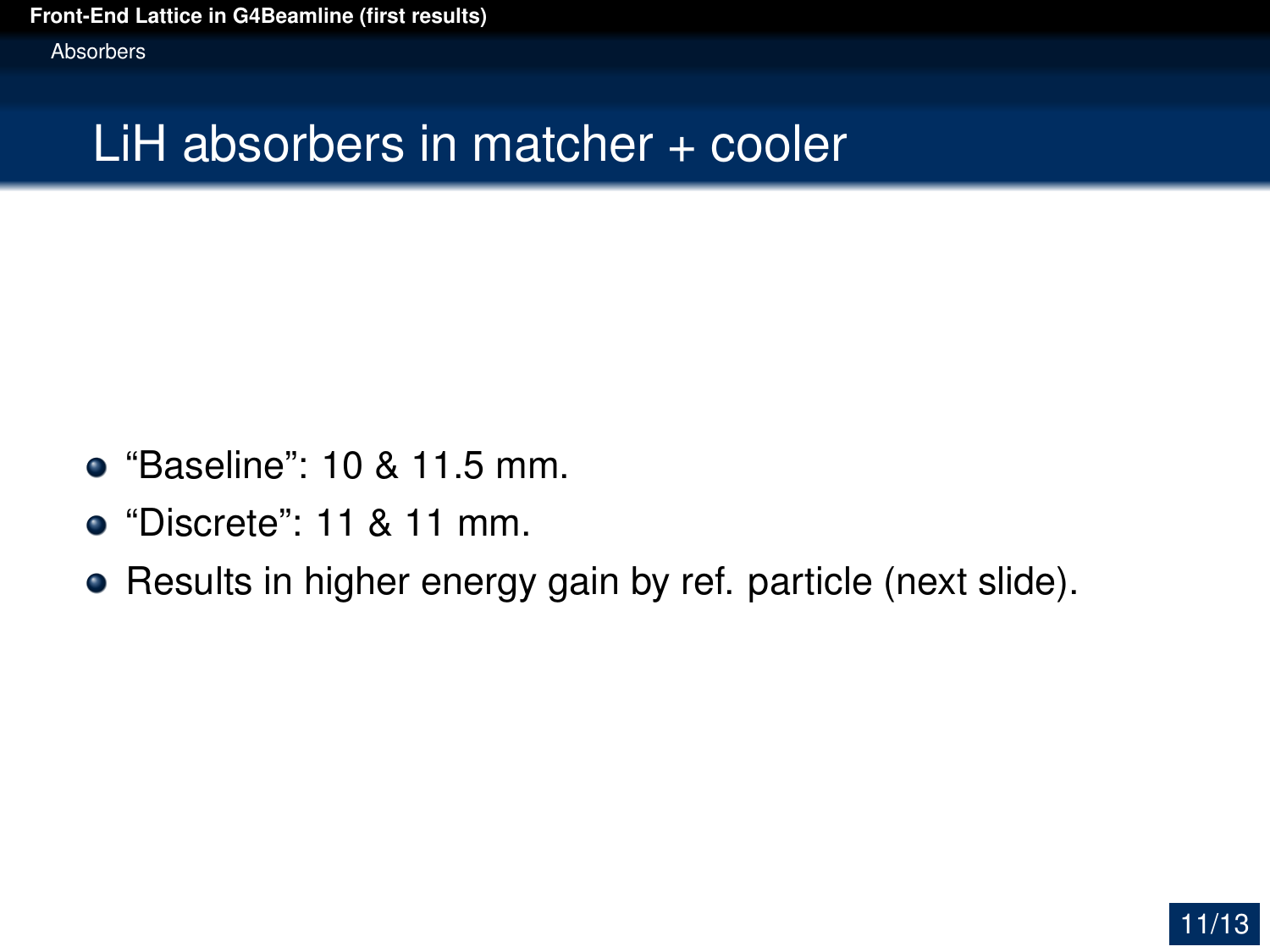# LiH absorbers in matcher + cooler

- “Baseline”: 10 & 11.5 mm.
- “Discrete”: 11 & 11 mm.
- Results in higher energy gain by ref. particle (next slide).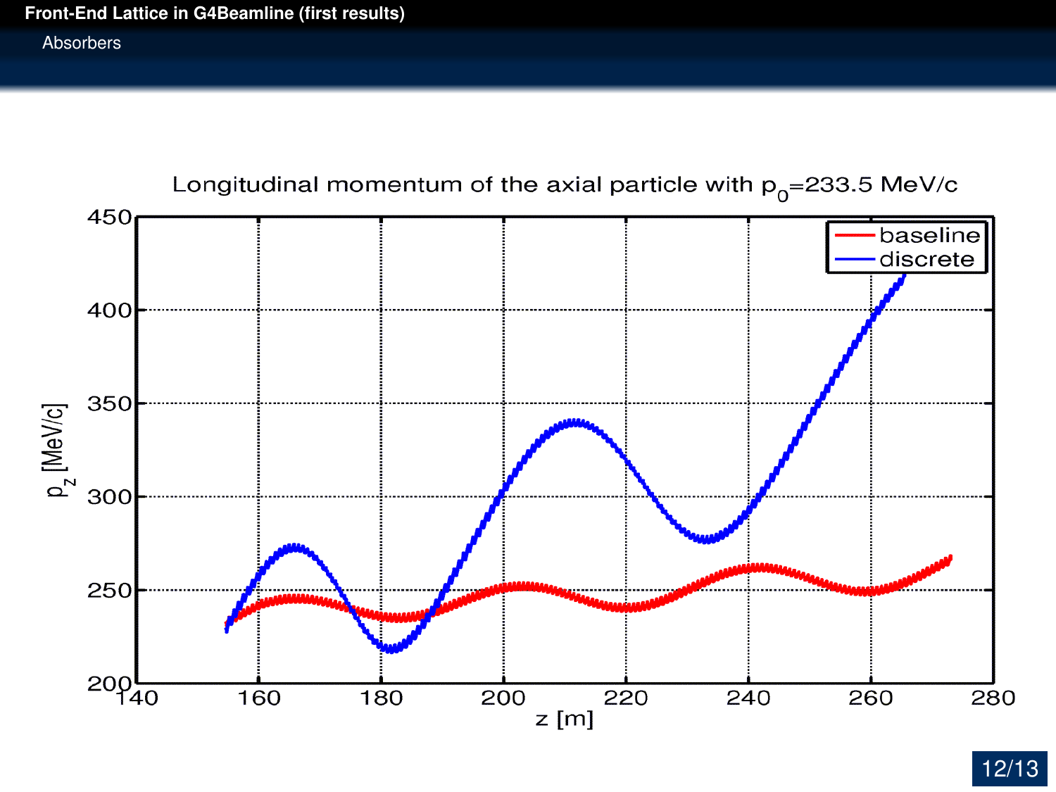# Front-End Lattice in G4Beamline (first results)

## Absorbers

Longitudinal momentum of the axial particle with $p_0$=233.5 MeV/c

- baseline
- discrete

$p_z$ [MeV/c]

z [m]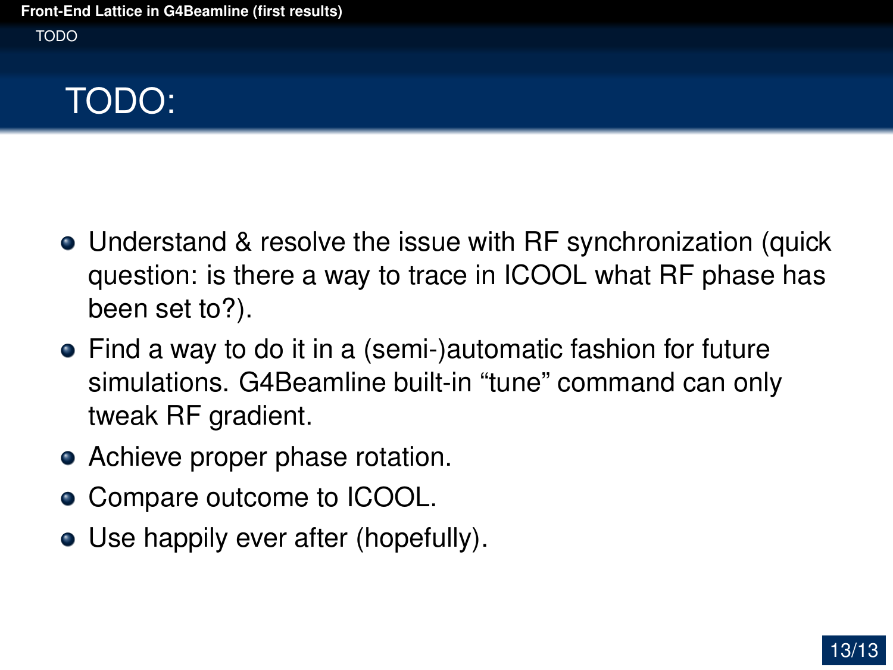# TODO:

- Understand & resolve the issue with RF synchronization (quick question: is there a way to trace in ICOOL what RF phase has been set to?).
- Find a way to do it in a (semi-)automatic fashion for future simulations. G4Beamline built-in “tune” command can only tweak RF gradient.
- Achieve proper phase rotation.
- Compare outcome to ICOOL.
- Use happily ever after (hopefully).